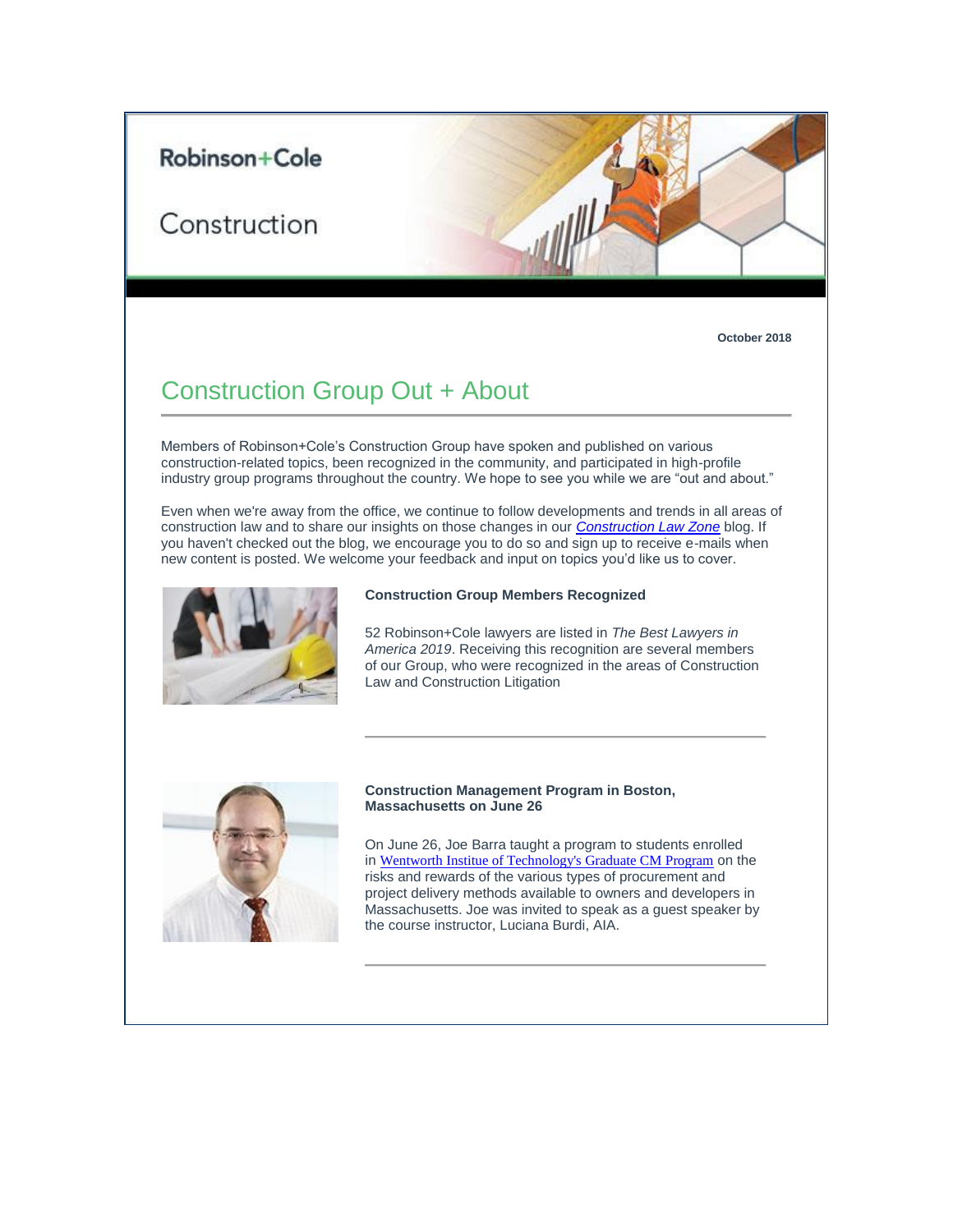Robinson+Cole

Construction

October 2018

# Construction Group Out + About

Members of Robinson+Cole's Construction Group have spoken and published on various construction-related topics, been recognized in the community, and participated in high-profile industry group programs throughout the country. We hope to see you while we are "out and about."

Even when we're away from the office, we continue to follow developments and trends in all areas of construction law and to share our insights on those changes in our *Construction Law Zone* blog. If you haven't checked out the blog, we encourage you to do so and sign up to receive e-mails when new content is posted. We welcome your feedback and input on topics you'd like us to cover.

**Construction Group Members Recognized**

52 Robinson+Cole lawyers are listed in *The Best Lawyers in America 2019*. Receiving this recognition are several members of our Group, who were recognized in the areas of Construction Law and Construction Litigation

---

**Construction Management Program in Boston, Massachusetts on June 26**

On June 26, Joe Barra taught a program to students enrolled in Wentworth Institue of Technology's Graduate CM Program on the risks and rewards of the various types of procurement and project delivery methods available to owners and developers in Massachusetts. Joe was invited to speak as a guest speaker by the course instructor, Luciana Burdi, AIA.

---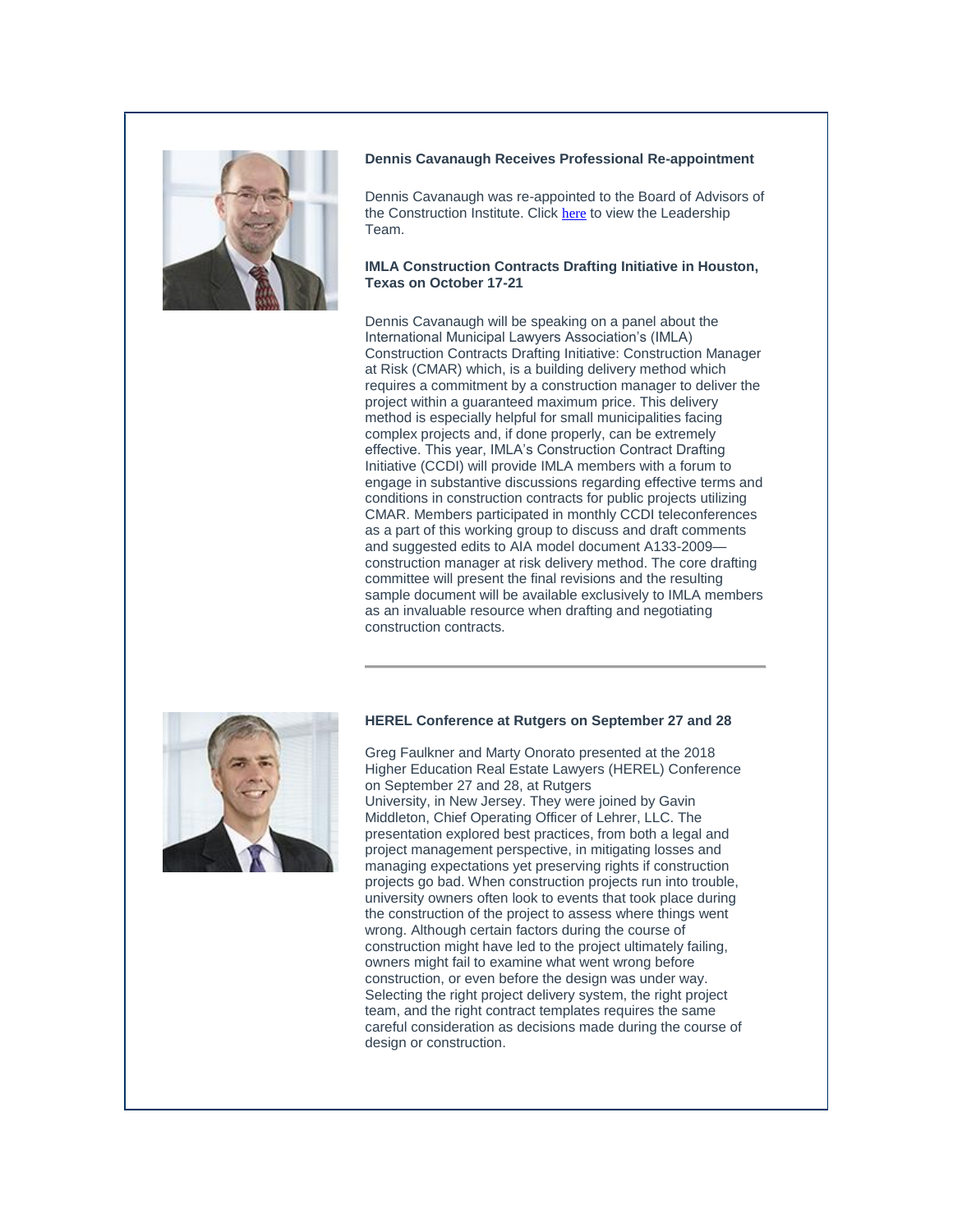### Dennis Cavanaugh Receives Professional Re-appointment

Dennis Cavanaugh was re-appointed to the Board of Advisors of the Construction Institute. Click here to view the Leadership Team.

### IMLA Construction Contracts Drafting Initiative in Houston, Texas on October 17-21

Dennis Cavanaugh will be speaking on a panel about the International Municipal Lawyers Association's (IMLA) Construction Contracts Drafting Initiative: Construction Manager at Risk (CMAR) which, is a building delivery method which requires a commitment by a construction manager to deliver the project within a guaranteed maximum price. This delivery method is especially helpful for small municipalities facing complex projects and, if done properly, can be extremely effective. This year, IMLA's Construction Contract Drafting Initiative (CCDI) will provide IMLA members with a forum to engage in substantive discussions regarding effective terms and conditions in construction contracts for public projects utilizing CMAR. Members participated in monthly CCDI teleconferences as a part of this working group to discuss and draft comments and suggested edits to AIA model document A133-2009—construction manager at risk delivery method. The core drafting committee will present the final revisions and the resulting sample document will be available exclusively to IMLA members as an invaluable resource when drafting and negotiating construction contracts.

---

### HEREL Conference at Rutgers on September 27 and 28

Greg Faulkner and Marty Onorato presented at the 2018 Higher Education Real Estate Lawyers (HEREL) Conference on September 27 and 28, at Rutgers University, in New Jersey. They were joined by Gavin Middleton, Chief Operating Officer of Lehrer, LLC. The presentation explored best practices, from both a legal and project management perspective, in mitigating losses and managing expectations yet preserving rights if construction projects go bad. When construction projects run into trouble, university owners often look to events that took place during the construction of the project to assess where things went wrong. Although certain factors during the course of construction might have led to the project ultimately failing, owners might fail to examine what went wrong before construction, or even before the design was under way. Selecting the right project delivery system, the right project team, and the right contract templates requires the same careful consideration as decisions made during the course of design or construction.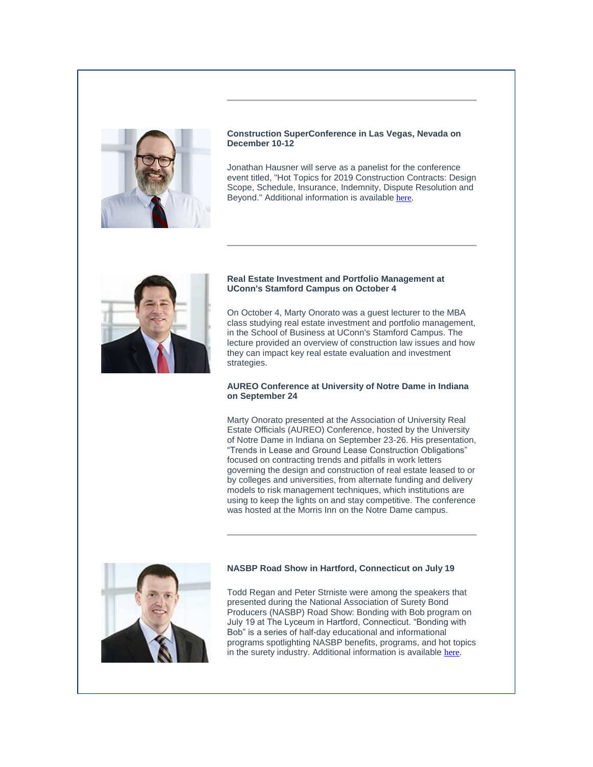**Construction SuperConference in Las Vegas, Nevada on December 10-12**

Jonathan Hausner will serve as a panelist for the conference event titled, "Hot Topics for 2019 Construction Contracts: Design Scope, Schedule, Insurance, Indemnity, Dispute Resolution and Beyond." Additional information is available here.

---

**Real Estate Investment and Portfolio Management at UConn's Stamford Campus on October 4**

On October 4, Marty Onorato was a guest lecturer to the MBA class studying real estate investment and portfolio management, in the School of Business at UConn's Stamford Campus. The lecture provided an overview of construction law issues and how they can impact key real estate evaluation and investment strategies.

**AUREO Conference at University of Notre Dame in Indiana on September 24**

Marty Onorato presented at the Association of University Real Estate Officials (AUREO) Conference, hosted by the University of Notre Dame in Indiana on September 23-26. His presentation, "Trends in Lease and Ground Lease Construction Obligations" focused on contracting trends and pitfalls in work letters governing the design and construction of real estate leased to or by colleges and universities, from alternate funding and delivery models to risk management techniques, which institutions are using to keep the lights on and stay competitive. The conference was hosted at the Morris Inn on the Notre Dame campus.

---

**NASBP Road Show in Hartford, Connecticut on July 19**

Todd Regan and Peter Strniste were among the speakers that presented during the National Association of Surety Bond Producers (NASBP) Road Show: Bonding with Bob program on July 19 at The Lyceum in Hartford, Connecticut. "Bonding with Bob" is a series of half-day educational and informational programs spotlighting NASBP benefits, programs, and hot topics in the surety industry. Additional information is available here.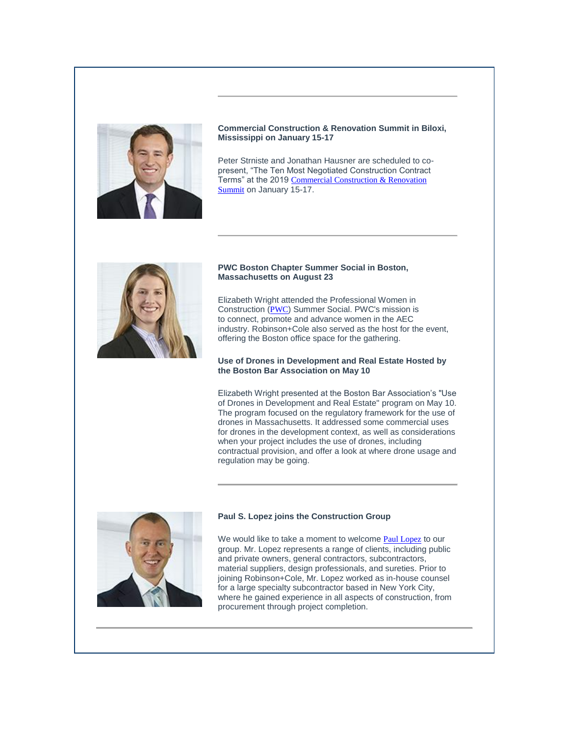---

### Commercial Construction & Renovation Summit in Biloxi, Mississippi on January 15-17

Peter Strniste and Jonathan Hausner are scheduled to co-present, "The Ten Most Negotiated Construction Contract Terms" at the 2019 Commercial Construction & Renovation Summit on January 15-17.

---

### PWC Boston Chapter Summer Social in Boston, Massachusetts on August 23

Elizabeth Wright attended the Professional Women in Construction (PWC) Summer Social. PWC's mission is to connect, promote and advance women in the AEC industry. Robinson+Cole also served as the host for the event, offering the Boston office space for the gathering.

### Use of Drones in Development and Real Estate Hosted by the Boston Bar Association on May 10

Elizabeth Wright presented at the Boston Bar Association's "Use of Drones in Development and Real Estate" program on May 10. The program focused on the regulatory framework for the use of drones in Massachusetts. It addressed some commercial uses for drones in the development context, as well as considerations when your project includes the use of drones, including contractual provision, and offer a look at where drone usage and regulation may be going.

---

### Paul S. Lopez joins the Construction Group

We would like to take a moment to welcome Paul Lopez to our group. Mr. Lopez represents a range of clients, including public and private owners, general contractors, subcontractors, material suppliers, design professionals, and sureties. Prior to joining Robinson+Cole, Mr. Lopez worked as in-house counsel for a large specialty subcontractor based in New York City, where he gained experience in all aspects of construction, from procurement through project completion.

---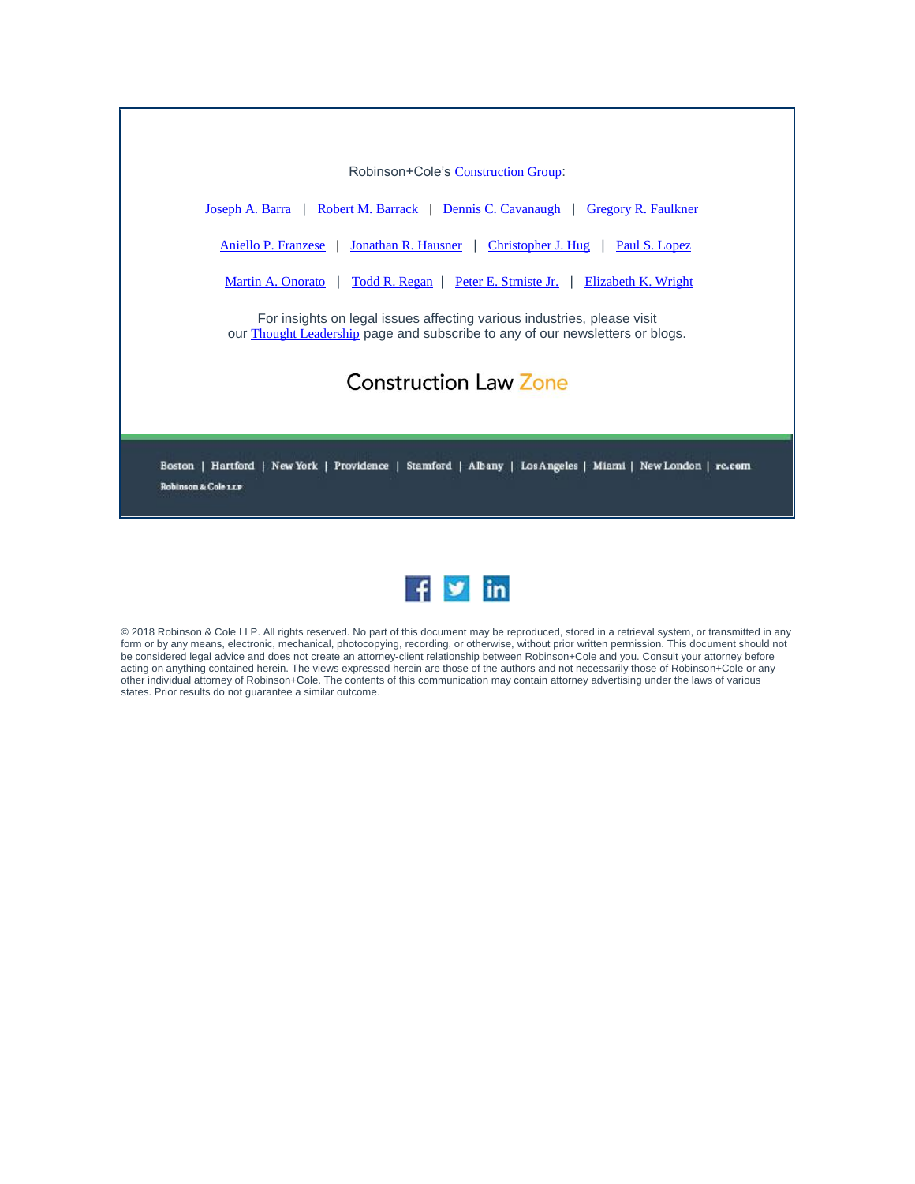Robinson+Cole's Construction Group:

Joseph A. Barra | Robert M. Barrack | Dennis C. Cavanaugh | Gregory R. Faulkner

Aniello P. Franzese | Jonathan R. Hausner | Christopher J. Hug | Paul S. Lopez

Martin A. Onorato | Todd R. Regan | Peter E. Strniste Jr. | Elizabeth K. Wright

For insights on legal issues affecting various industries, please visit our Thought Leadership page and subscribe to any of our newsletters or blogs.

Construction Law Zone

Boston | Hartford | New York | Providence | Stamford | Albany | Los Angeles | Miami | New London | rc.com

Robinson & Cole LLP

© 2018 Robinson & Cole LLP. All rights reserved. No part of this document may be reproduced, stored in a retrieval system, or transmitted in any form or by any means, electronic, mechanical, photocopying, recording, or otherwise, without prior written permission. This document should not be considered legal advice and does not create an attorney-client relationship between Robinson+Cole and you. Consult your attorney before acting on anything contained herein. The views expressed herein are those of the authors and not necessarily those of Robinson+Cole or any other individual attorney of Robinson+Cole. The contents of this communication may contain attorney advertising under the laws of various states. Prior results do not guarantee a similar outcome.